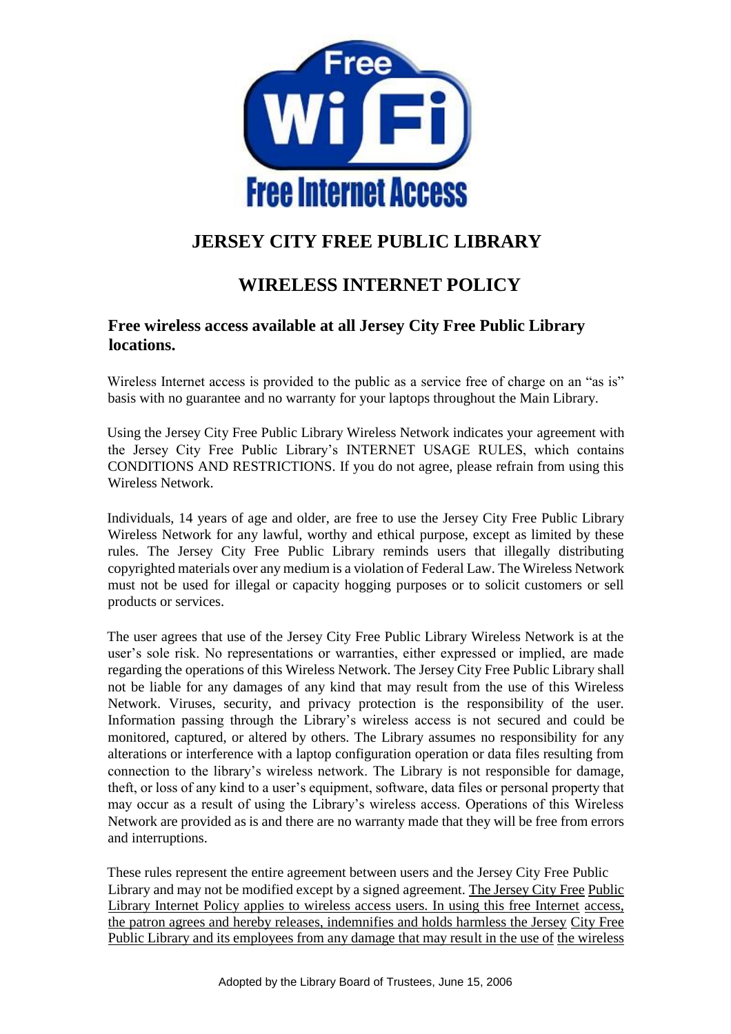# JERSEY CITY FREE PUBLIC LIBRARY

## WIRELESS INTERNET POLICY

### Free wireless access available at all Jersey City Free Public Library locations.

Wireless Internet access is provided to the public as a service free of charge on an "as is" basis with no guarantee and no warranty for your laptops throughout the Main Library.

Using the Jersey City Free Public Library Wireless Network indicates your agreement with the Jersey City Free Public Library's INTERNET USAGE RULES, which contains CONDITIONS AND RESTRICTIONS. If you do not agree, please refrain from using this Wireless Network.

Individuals, 14 years of age and older, are free to use the Jersey City Free Public Library Wireless Network for any lawful, worthy and ethical purpose, except as limited by these rules. The Jersey City Free Public Library reminds users that illegally distributing copyrighted materials over any medium is a violation of Federal Law. The Wireless Network must not be used for illegal or capacity hogging purposes or to solicit customers or sell products or services.

The user agrees that use of the Jersey City Free Public Library Wireless Network is at the user's sole risk. No representations or warranties, either expressed or implied, are made regarding the operations of this Wireless Network. The Jersey City Free Public Library shall not be liable for any damages of any kind that may result from the use of this Wireless Network. Viruses, security, and privacy protection is the responsibility of the user. Information passing through the Library's wireless access is not secured and could be monitored, captured, or altered by others. The Library assumes no responsibility for any alterations or interference with a laptop configuration operation or data files resulting from connection to the library's wireless network. The Library is not responsible for damage, theft, or loss of any kind to a user's equipment, software, data files or personal property that may occur as a result of using the Library's wireless access. Operations of this Wireless Network are provided as is and there are no warranty made that they will be free from errors and interruptions.

These rules represent the entire agreement between users and the Jersey City Free Public Library and may not be modified except by a signed agreement. The Jersey City Free Public Library Internet Policy applies to wireless access users. In using this free Internet access, the patron agrees and hereby releases, indemnifies and holds harmless the Jersey City Free Public Library and its employees from any damage that may result in the use of the wireless

Adopted by the Library Board of Trustees, June 15, 2006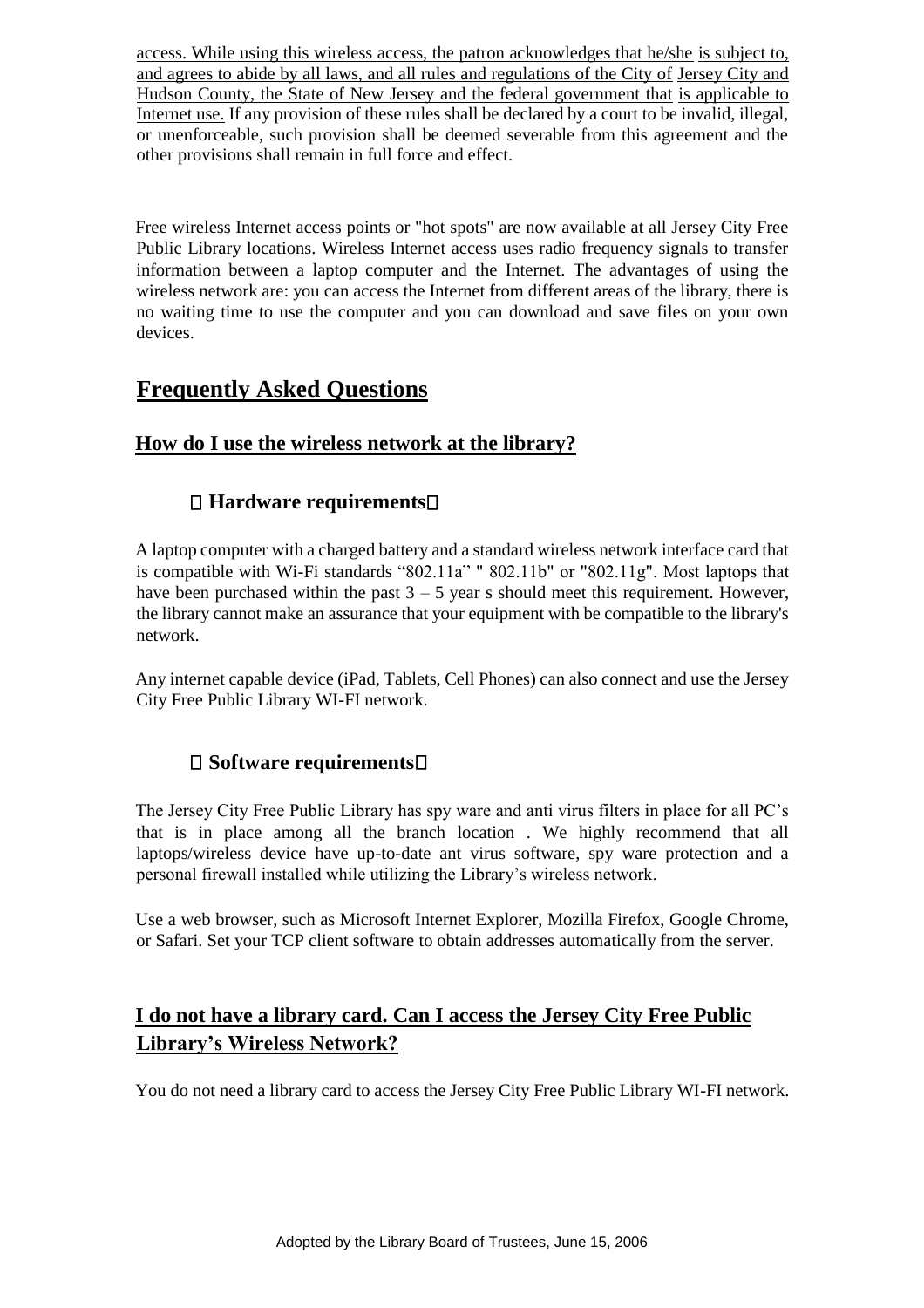access. While using this wireless access, the patron acknowledges that he/she is subject to, and agrees to abide by all laws, and all rules and regulations of the City of Jersey City and Hudson County, the State of New Jersey and the federal government that is applicable to Internet use. If any provision of these rules shall be declared by a court to be invalid, illegal, or unenforceable, such provision shall be deemed severable from this agreement and the other provisions shall remain in full force and effect.

Free wireless Internet access points or "hot spots" are now available at all Jersey City Free Public Library locations. Wireless Internet access uses radio frequency signals to transfer information between a laptop computer and the Internet. The advantages of using the wireless network are: you can access the Internet from different areas of the library, there is no waiting time to use the computer and you can download and save files on your own devices.

## Frequently Asked Questions

### How do I use the wireless network at the library?

#### Hardware requirements

A laptop computer with a charged battery and a standard wireless network interface card that is compatible with Wi-Fi standards "802.11a" " 802.11b" or "802.11g". Most laptops that have been purchased within the past 3 – 5 year s should meet this requirement. However, the library cannot make an assurance that your equipment with be compatible to the library's network.

Any internet capable device (iPad, Tablets, Cell Phones) can also connect and use the Jersey City Free Public Library WI-FI network.

#### Software requirements

The Jersey City Free Public Library has spy ware and anti virus filters in place for all PC's that is in place among all the branch location . We highly recommend that all laptops/wireless device have up-to-date ant virus software, spy ware protection and a personal firewall installed while utilizing the Library's wireless network.

Use a web browser, such as Microsoft Internet Explorer, Mozilla Firefox, Google Chrome, or Safari. Set your TCP client software to obtain addresses automatically from the server.

### I do not have a library card. Can I access the Jersey City Free Public Library's Wireless Network?

You do not need a library card to access the Jersey City Free Public Library WI-FI network.

Adopted by the Library Board of Trustees, June 15, 2006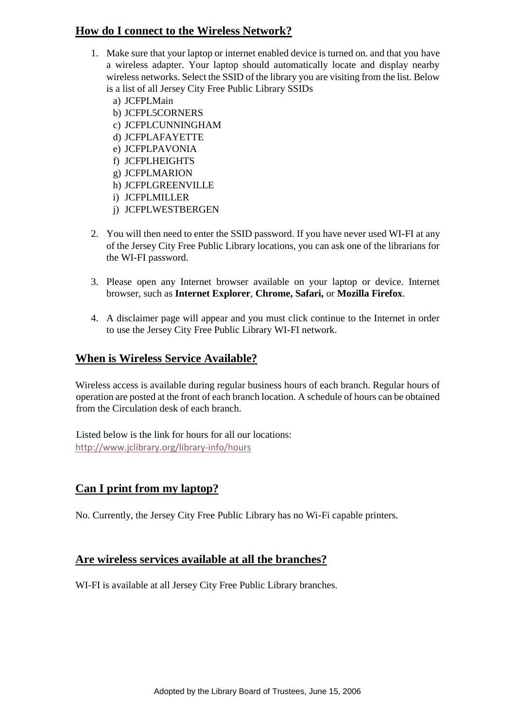## How do I connect to the Wireless Network?

1. Make sure that your laptop or internet enabled device is turned on. and that you have a wireless adapter. Your laptop should automatically locate and display nearby wireless networks. Select the SSID of the library you are visiting from the list. Below is a list of all Jersey City Free Public Library SSIDs
   a) JCFPLMain
   b) JCFPL5CORNERS
   c) JCFPLCUNNINGHAM
   d) JCFPLAFAYETTE
   e) JCFPLPAVONIA
   f) JCFPLHEIGHTS
   g) JCFPLMARION
   h) JCFPLGREENVILLE
   i) JCFPLMILLER
   j) JCFPLWESTBERGEN

2. You will then need to enter the SSID password. If you have never used WI-FI at any of the Jersey City Free Public Library locations, you can ask one of the librarians for the WI-FI password.

3. Please open any Internet browser available on your laptop or device. Internet browser, such as **Internet Explorer**, **Chrome, Safari,** or **Mozilla Firefox**.

4. A disclaimer page will appear and you must click continue to the Internet in order to use the Jersey City Free Public Library WI-FI network.

## When is Wireless Service Available?

Wireless access is available during regular business hours of each branch. Regular hours of operation are posted at the front of each branch location. A schedule of hours can be obtained from the Circulation desk of each branch.

Listed below is the link for hours for all our locations:
http://www.jclibrary.org/library-info/hours

## Can I print from my laptop?

No. Currently, the Jersey City Free Public Library has no Wi-Fi capable printers.

## Are wireless services available at all the branches?

WI-FI is available at all Jersey City Free Public Library branches.

Adopted by the Library Board of Trustees, June 15, 2006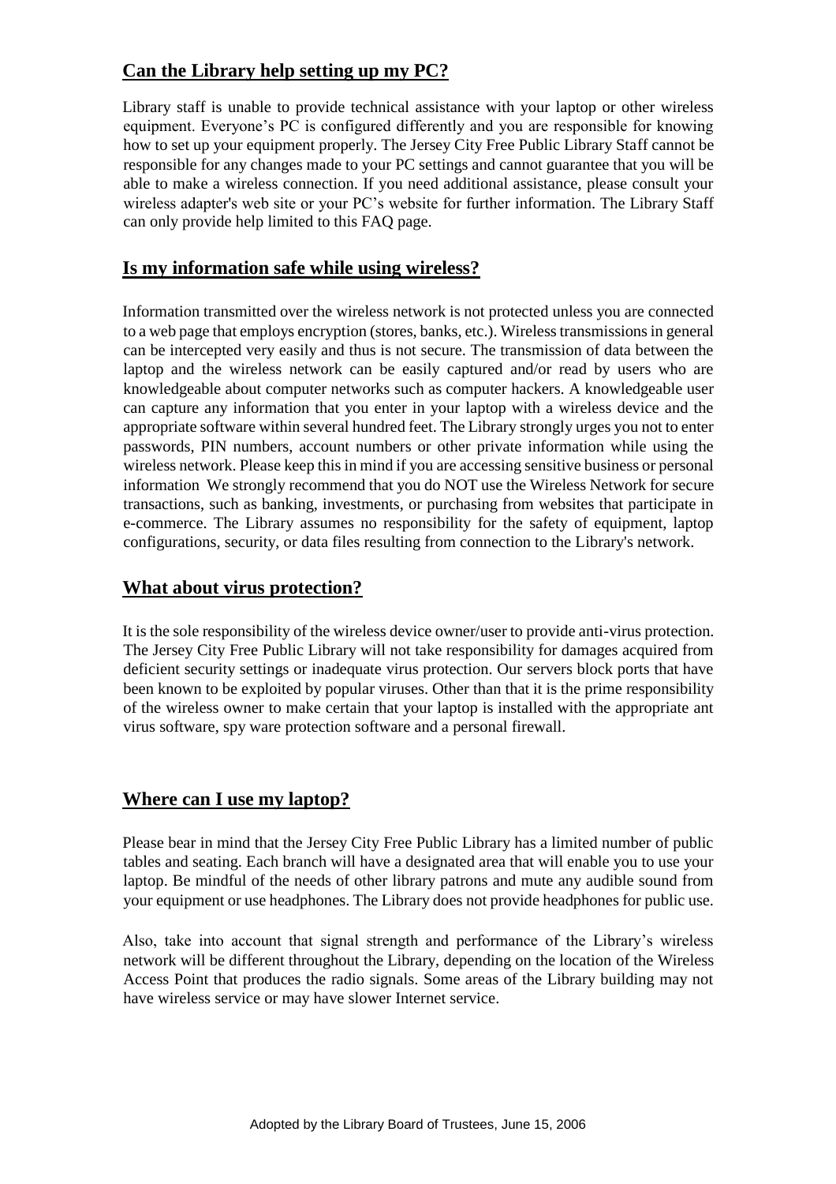## Can the Library help setting up my PC?

Library staff is unable to provide technical assistance with your laptop or other wireless equipment. Everyone's PC is configured differently and you are responsible for knowing how to set up your equipment properly. The Jersey City Free Public Library Staff cannot be responsible for any changes made to your PC settings and cannot guarantee that you will be able to make a wireless connection. If you need additional assistance, please consult your wireless adapter's web site or your PC's website for further information. The Library Staff can only provide help limited to this FAQ page.

## Is my information safe while using wireless?

Information transmitted over the wireless network is not protected unless you are connected to a web page that employs encryption (stores, banks, etc.). Wireless transmissions in general can be intercepted very easily and thus is not secure. The transmission of data between the laptop and the wireless network can be easily captured and/or read by users who are knowledgeable about computer networks such as computer hackers. A knowledgeable user can capture any information that you enter in your laptop with a wireless device and the appropriate software within several hundred feet. The Library strongly urges you not to enter passwords, PIN numbers, account numbers or other private information while using the wireless network. Please keep this in mind if you are accessing sensitive business or personal information We strongly recommend that you do NOT use the Wireless Network for secure transactions, such as banking, investments, or purchasing from websites that participate in e-commerce. The Library assumes no responsibility for the safety of equipment, laptop configurations, security, or data files resulting from connection to the Library's network.

## What about virus protection?

It is the sole responsibility of the wireless device owner/user to provide anti-virus protection. The Jersey City Free Public Library will not take responsibility for damages acquired from deficient security settings or inadequate virus protection. Our servers block ports that have been known to be exploited by popular viruses. Other than that it is the prime responsibility of the wireless owner to make certain that your laptop is installed with the appropriate ant virus software, spy ware protection software and a personal firewall.

## Where can I use my laptop?

Please bear in mind that the Jersey City Free Public Library has a limited number of public tables and seating. Each branch will have a designated area that will enable you to use your laptop. Be mindful of the needs of other library patrons and mute any audible sound from your equipment or use headphones. The Library does not provide headphones for public use.

Also, take into account that signal strength and performance of the Library's wireless network will be different throughout the Library, depending on the location of the Wireless Access Point that produces the radio signals. Some areas of the Library building may not have wireless service or may have slower Internet service.

Adopted by the Library Board of Trustees, June 15, 2006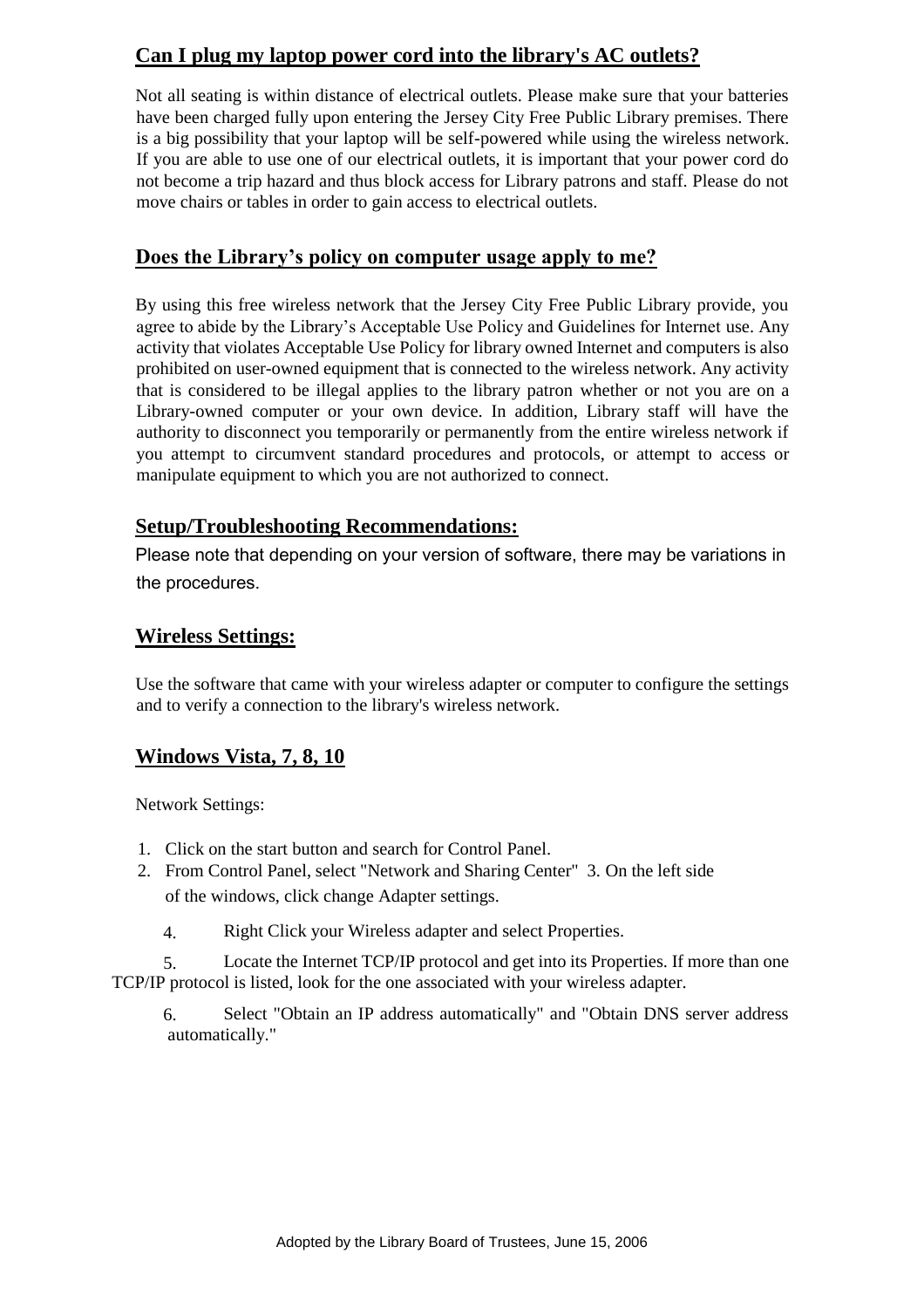## Can I plug my laptop power cord into the library's AC outlets?

Not all seating is within distance of electrical outlets. Please make sure that your batteries have been charged fully upon entering the Jersey City Free Public Library premises. There is a big possibility that your laptop will be self-powered while using the wireless network. If you are able to use one of our electrical outlets, it is important that your power cord do not become a trip hazard and thus block access for Library patrons and staff. Please do not move chairs or tables in order to gain access to electrical outlets.

## Does the Library's policy on computer usage apply to me?

By using this free wireless network that the Jersey City Free Public Library provide, you agree to abide by the Library's Acceptable Use Policy and Guidelines for Internet use. Any activity that violates Acceptable Use Policy for library owned Internet and computers is also prohibited on user-owned equipment that is connected to the wireless network. Any activity that is considered to be illegal applies to the library patron whether or not you are on a Library-owned computer or your own device. In addition, Library staff will have the authority to disconnect you temporarily or permanently from the entire wireless network if you attempt to circumvent standard procedures and protocols, or attempt to access or manipulate equipment to which you are not authorized to connect.

## Setup/Troubleshooting Recommendations:

Please note that depending on your version of software, there may be variations in the procedures.

## Wireless Settings:

Use the software that came with your wireless adapter or computer to configure the settings and to verify a connection to the library's wireless network.

## Windows Vista, 7, 8, 10

Network Settings:

1. Click on the start button and search for Control Panel.
2. From Control Panel, select "Network and Sharing Center"
3. On the left side of the windows, click change Adapter settings.
4. Right Click your Wireless adapter and select Properties.
5. Locate the Internet TCP/IP protocol and get into its Properties. If more than one TCP/IP protocol is listed, look for the one associated with your wireless adapter.
6. Select "Obtain an IP address automatically" and "Obtain DNS server address automatically."

Adopted by the Library Board of Trustees, June 15, 2006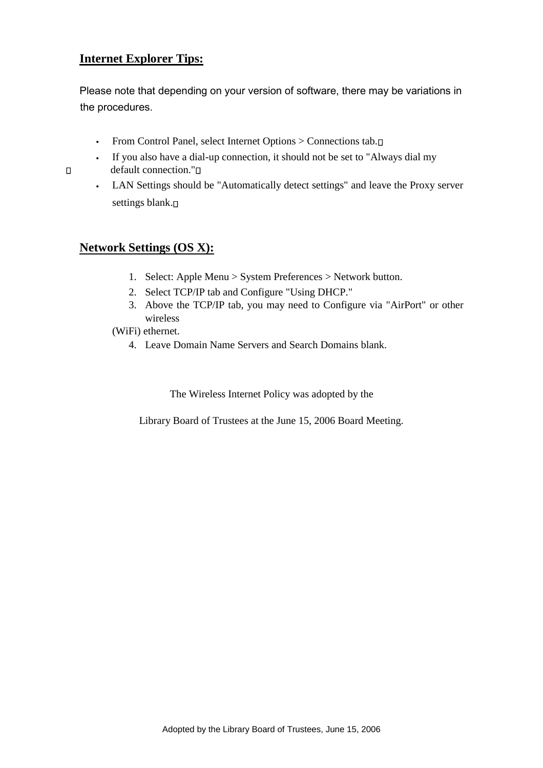## Internet Explorer Tips:

Please note that depending on your version of software, there may be variations in the procedures.

- From Control Panel, select Internet Options > Connections tab.
- If you also have a dial-up connection, it should not be set to "Always dial my default connection."
- LAN Settings should be "Automatically detect settings" and leave the Proxy server settings blank.

## Network Settings (OS X):

1. Select: Apple Menu > System Preferences > Network button.
2. Select TCP/IP tab and Configure "Using DHCP."
3. Above the TCP/IP tab, you may need to Configure via "AirPort" or other wireless (WiFi) ethernet.
4. Leave Domain Name Servers and Search Domains blank.

The Wireless Internet Policy was adopted by the

Library Board of Trustees at the June 15, 2006 Board Meeting.

Adopted by the Library Board of Trustees, June 15, 2006